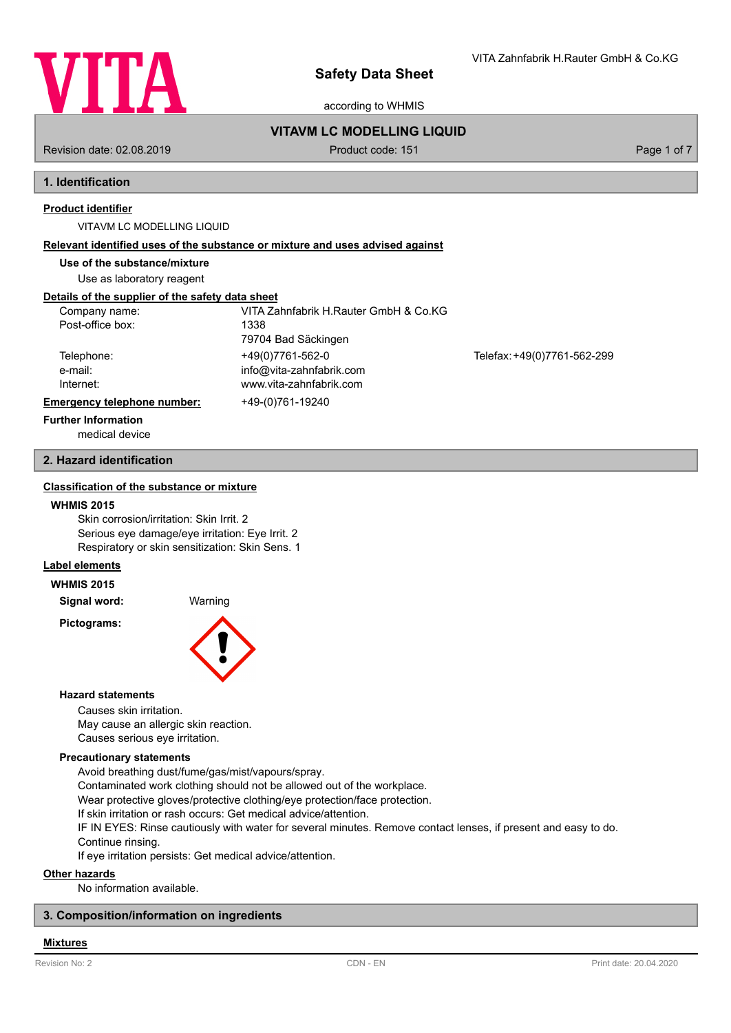# Safety Data Sheet

according to WHMIS

**VITAVM LC MODELLING LIQUID**

Revision date: 02.08.2019 | Product code: 151

## 1. Identification

**Product identifier**

VITAVM LC MODELLING LIQUID

**Relevant identified uses of the substance or mixture and uses advised against**

**Use of the substance/mixture**

Use as laboratory reagent

**Details of the supplier of the safety data sheet**

| | | |
|---|---|---|
| Company name: | VITA Zahnfabrik H.Rauter GmbH & Co.KG | |
| Post-office box: | 1338 | |
| | 79704 Bad Säckingen | |
| Telephone: | +49(0)7761-562-0 | Telefax: +49(0)7761-562-299 |
| e-mail: | info@vita-zahnfabrik.com | |
| Internet: | www.vita-zahnfabrik.com | |

**Emergency telephone number:** +49-(0)761-19240

**Further Information**

medical device

## 2. Hazard identification

**Classification of the substance or mixture**

**WHMIS 2015**

Skin corrosion/irritation: Skin Irrit. 2
Serious eye damage/eye irritation: Eye Irrit. 2
Respiratory or skin sensitization: Skin Sens. 1

**Label elements**

**WHMIS 2015**

**Signal word:** Warning

**Pictograms:**

**Hazard statements**

Causes skin irritation.
May cause an allergic skin reaction.
Causes serious eye irritation.

**Precautionary statements**

Avoid breathing dust/fume/gas/mist/vapours/spray.
Contaminated work clothing should not be allowed out of the workplace.
Wear protective gloves/protective clothing/eye protection/face protection.
If skin irritation or rash occurs: Get medical advice/attention.
IF IN EYES: Rinse cautiously with water for several minutes. Remove contact lenses, if present and easy to do. Continue rinsing.
If eye irritation persists: Get medical advice/attention.

**Other hazards**

No information available.

## 3. Composition/information on ingredients

**Mixtures**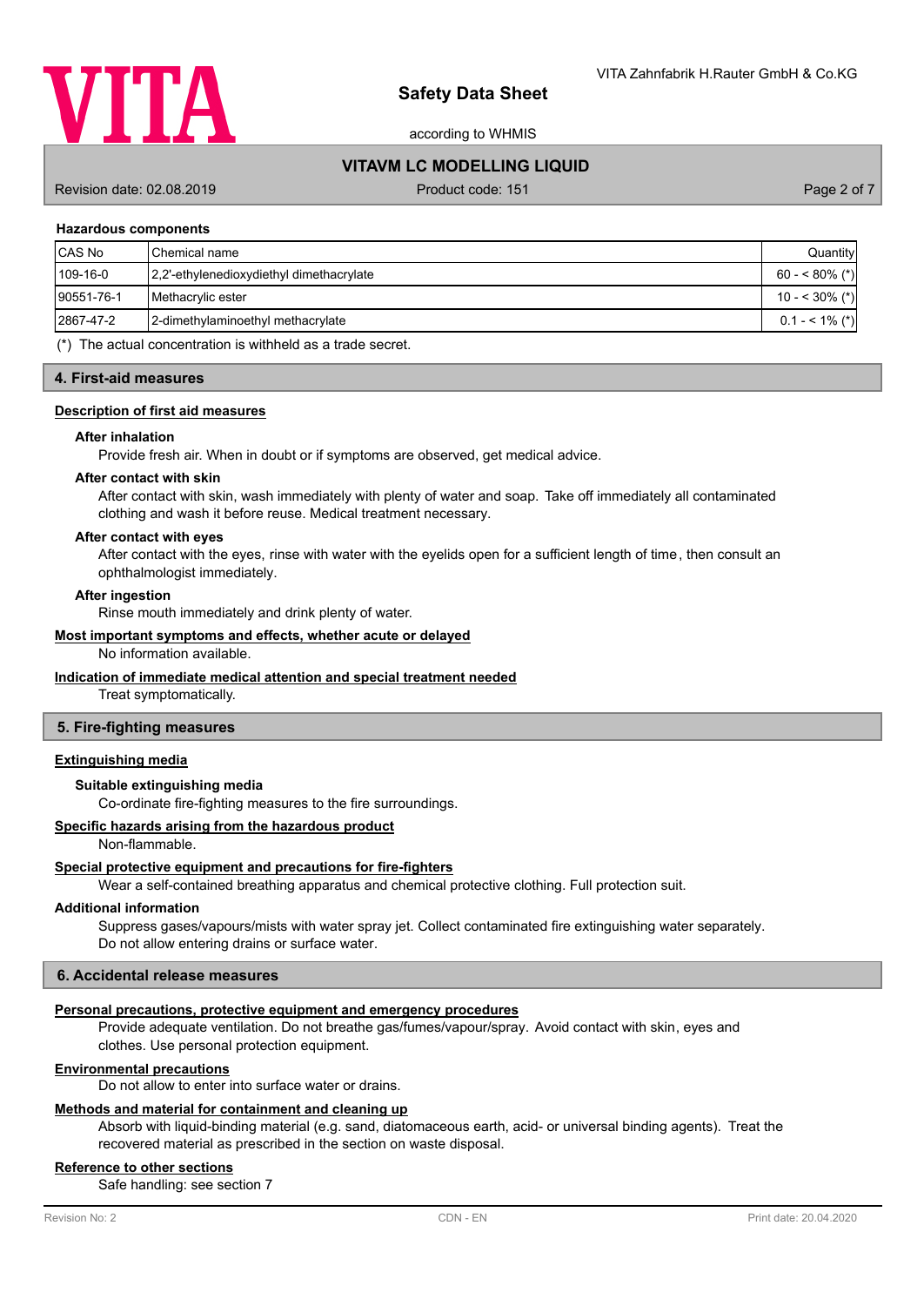### Hazardous components

| CAS No | Chemical name | Quantity |
|---|---|---|
| 109-16-0 | 2,2'-ethylenedioxydiethyl dimethacrylate | 60 - < 80% (*) |
| 90551-76-1 | Methacrylic ester | 10 - < 30% (*) |
| 2867-47-2 | 2-dimethylaminoethyl methacrylate | 0.1 - < 1% (*) |

(*) The actual concentration is withheld as a trade secret.

## 4. First-aid measures

### Description of first aid measures

**After inhalation**

Provide fresh air. When in doubt or if symptoms are observed, get medical advice.

**After contact with skin**

After contact with skin, wash immediately with plenty of water and soap. Take off immediately all contaminated clothing and wash it before reuse. Medical treatment necessary.

**After contact with eyes**

After contact with the eyes, rinse with water with the eyelids open for a sufficient length of time, then consult an ophthalmologist immediately.

**After ingestion**

Rinse mouth immediately and drink plenty of water.

### Most important symptoms and effects, whether acute or delayed

No information available.

### Indication of immediate medical attention and special treatment needed

Treat symptomatically.

## 5. Fire-fighting measures

### Extinguishing media

**Suitable extinguishing media**

Co-ordinate fire-fighting measures to the fire surroundings.

### Specific hazards arising from the hazardous product

Non-flammable.

### Special protective equipment and precautions for fire-fighters

Wear a self-contained breathing apparatus and chemical protective clothing. Full protection suit.

**Additional information**

Suppress gases/vapours/mists with water spray jet. Collect contaminated fire extinguishing water separately. Do not allow entering drains or surface water.

## 6. Accidental release measures

### Personal precautions, protective equipment and emergency procedures

Provide adequate ventilation. Do not breathe gas/fumes/vapour/spray. Avoid contact with skin, eyes and clothes. Use personal protection equipment.

### Environmental precautions

Do not allow to enter into surface water or drains.

### Methods and material for containment and cleaning up

Absorb with liquid-binding material (e.g. sand, diatomaceous earth, acid- or universal binding agents). Treat the recovered material as prescribed in the section on waste disposal.

### Reference to other sections

Safe handling: see section 7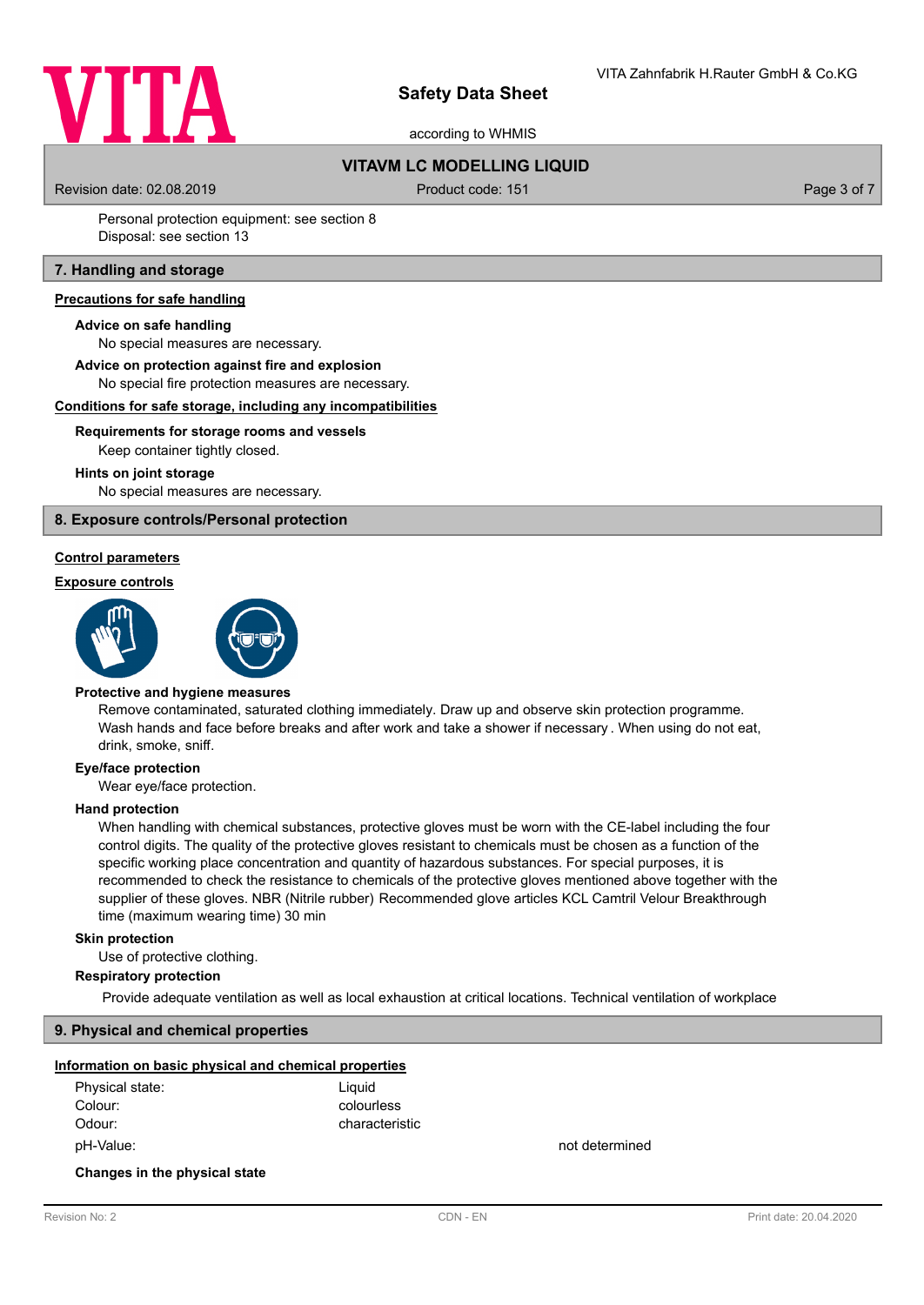Personal protection equipment: see section 8
Disposal: see section 13

## 7. Handling and storage

### Precautions for safe handling

**Advice on safe handling**

No special measures are necessary.

**Advice on protection against fire and explosion**

No special fire protection measures are necessary.

### Conditions for safe storage, including any incompatibilities

**Requirements for storage rooms and vessels**

Keep container tightly closed.

**Hints on joint storage**

No special measures are necessary.

## 8. Exposure controls/Personal protection

### Control parameters

### Exposure controls

**Protective and hygiene measures**

Remove contaminated, saturated clothing immediately. Draw up and observe skin protection programme. Wash hands and face before breaks and after work and take a shower if necessary . When using do not eat, drink, smoke, sniff.

**Eye/face protection**

Wear eye/face protection.

**Hand protection**

When handling with chemical substances, protective gloves must be worn with the CE-label including the four control digits. The quality of the protective gloves resistant to chemicals must be chosen as a function of the specific working place concentration and quantity of hazardous substances. For special purposes, it is recommended to check the resistance to chemicals of the protective gloves mentioned above together with the supplier of these gloves. NBR (Nitrile rubber) Recommended glove articles KCL Camtril Velour Breakthrough time (maximum wearing time) 30 min

**Skin protection**

Use of protective clothing.

**Respiratory protection**

Provide adequate ventilation as well as local exhaustion at critical locations. Technical ventilation of workplace

## 9. Physical and chemical properties

### Information on basic physical and chemical properties

| | | |
|---|---|---|
| Physical state: | Liquid | |
| Colour: | colourless | |
| Odour: | characteristic | |
| pH-Value: | | not determined |

**Changes in the physical state**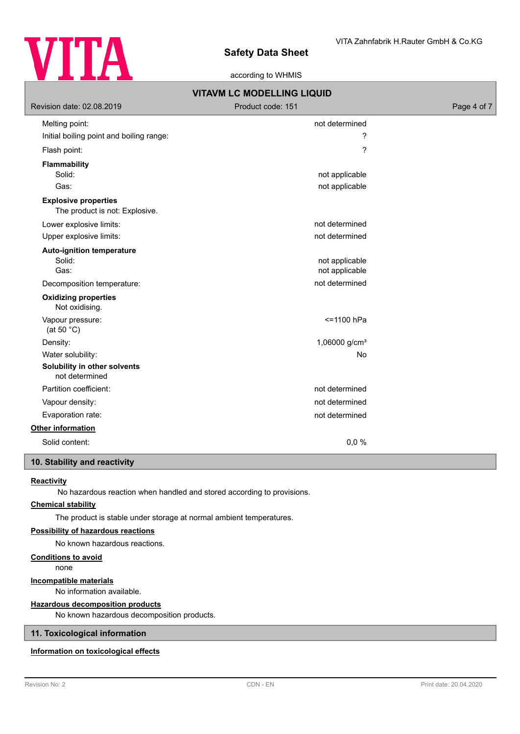| | |
|---|---|
| Melting point: | not determined |
| Initial boiling point and boiling range: | ? |
| Flash point: | ? |

**Flammability**

| | |
|---|---|
| Solid: | not applicable |
| Gas: | not applicable |

**Explosive properties**

The product is not: Explosive.

| | |
|---|---|
| Lower explosive limits: | not determined |
| Upper explosive limits: | not determined |

**Auto-ignition temperature**

| | |
|---|---|
| Solid: | not applicable |
| Gas: | not applicable |
| Decomposition temperature: | not determined |

**Oxidizing properties**

Not oxidising.

| | |
|---|---|
| Vapour pressure: (at 50 °C) | <=1100 hPa |
| Density: | 1,06000 g/cm³ |
| Water solubility: | No |

**Solubility in other solvents**

not determined

| | |
|---|---|
| Partition coefficient: | not determined |
| Vapour density: | not determined |
| Evaporation rate: | not determined |

**Other information**

| | |
|---|---|
| Solid content: | 0,0 % |

## 10. Stability and reactivity

**Reactivity**

No hazardous reaction when handled and stored according to provisions.

**Chemical stability**

The product is stable under storage at normal ambient temperatures.

**Possibility of hazardous reactions**

No known hazardous reactions.

**Conditions to avoid**

none

**Incompatible materials**

No information available.

**Hazardous decomposition products**

No known hazardous decomposition products.

## 11. Toxicological information

**Information on toxicological effects**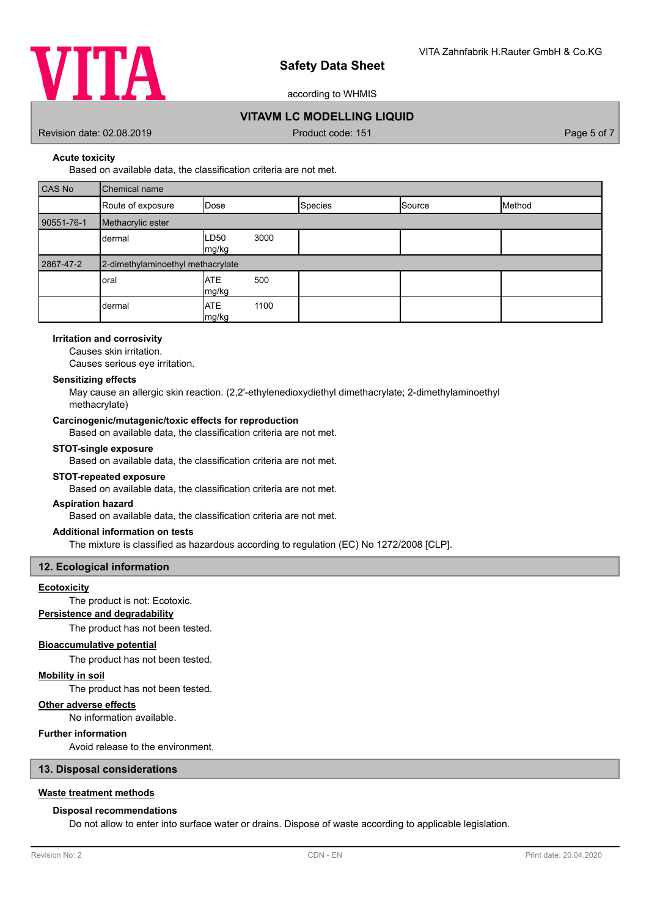**Acute toxicity**

Based on available data, the classification criteria are not met.

| CAS No | Chemical name | | | | |
|---|---|---|---|---|---|
| | Route of exposure | Dose | Species | Source | Method |
| 90551-76-1 | Methacrylic ester | | | | |
| | dermal | LD50 3000 mg/kg | | | |
| 2867-47-2 | 2-dimethylaminoethyl methacrylate | | | | |
| | oral | ATE 500 mg/kg | | | |
| | dermal | ATE 1100 mg/kg | | | |

**Irritation and corrosivity**

Causes skin irritation.
Causes serious eye irritation.

**Sensitizing effects**

May cause an allergic skin reaction. (2,2'-ethylenedioxydiethyl dimethacrylate; 2-dimethylaminoethyl methacrylate)

**Carcinogenic/mutagenic/toxic effects for reproduction**

Based on available data, the classification criteria are not met.

**STOT-single exposure**

Based on available data, the classification criteria are not met.

**STOT-repeated exposure**

Based on available data, the classification criteria are not met.

**Aspiration hazard**

Based on available data, the classification criteria are not met.

**Additional information on tests**

The mixture is classified as hazardous according to regulation (EC) No 1272/2008 [CLP].

## 12. Ecological information

**Ecotoxicity**

The product is not: Ecotoxic.

**Persistence and degradability**

The product has not been tested.

**Bioaccumulative potential**

The product has not been tested.

**Mobility in soil**

The product has not been tested.

**Other adverse effects**

No information available.

**Further information**

Avoid release to the environment.

## 13. Disposal considerations

**Waste treatment methods**

**Disposal recommendations**

Do not allow to enter into surface water or drains. Dispose of waste according to applicable legislation.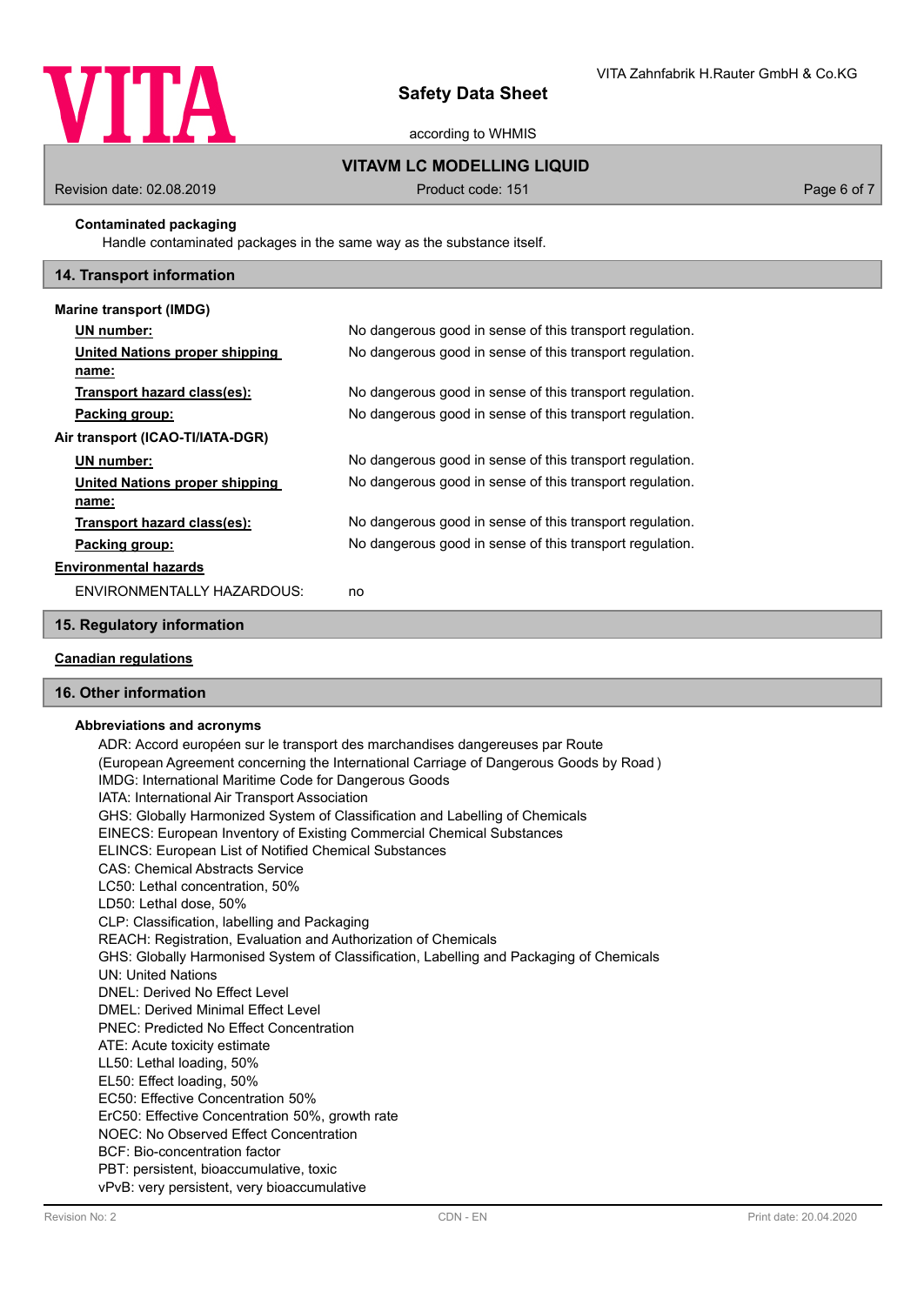**Contaminated packaging**

Handle contaminated packages in the same way as the substance itself.

## 14. Transport information

**Marine transport (IMDG)**

| | |
|---|---|
| **UN number:** | No dangerous good in sense of this transport regulation. |
| **United Nations proper shipping name:** | No dangerous good in sense of this transport regulation. |
| **Transport hazard class(es):** | No dangerous good in sense of this transport regulation. |
| **Packing group:** | No dangerous good in sense of this transport regulation. |

**Air transport (ICAO-TI/IATA-DGR)**

| | |
|---|---|
| **UN number:** | No dangerous good in sense of this transport regulation. |
| **United Nations proper shipping name:** | No dangerous good in sense of this transport regulation. |
| **Transport hazard class(es):** | No dangerous good in sense of this transport regulation. |
| **Packing group:** | No dangerous good in sense of this transport regulation. |

**Environmental hazards**

ENVIRONMENTALLY HAZARDOUS: no

## 15. Regulatory information

**Canadian regulations**

## 16. Other information

**Abbreviations and acronyms**

ADR: Accord européen sur le transport des marchandises dangereuses par Route
(European Agreement concerning the International Carriage of Dangerous Goods by Road )
IMDG: International Maritime Code for Dangerous Goods
IATA: International Air Transport Association
GHS: Globally Harmonized System of Classification and Labelling of Chemicals
EINECS: European Inventory of Existing Commercial Chemical Substances
ELINCS: European List of Notified Chemical Substances
CAS: Chemical Abstracts Service
LC50: Lethal concentration, 50%
LD50: Lethal dose, 50%
CLP: Classification, labelling and Packaging
REACH: Registration, Evaluation and Authorization of Chemicals
GHS: Globally Harmonised System of Classification, Labelling and Packaging of Chemicals
UN: United Nations
DNEL: Derived No Effect Level
DMEL: Derived Minimal Effect Level
PNEC: Predicted No Effect Concentration
ATE: Acute toxicity estimate
LL50: Lethal loading, 50%
EL50: Effect loading, 50%
EC50: Effective Concentration 50%
ErC50: Effective Concentration 50%, growth rate
NOEC: No Observed Effect Concentration
BCF: Bio-concentration factor
PBT: persistent, bioaccumulative, toxic
vPvB: very persistent, very bioaccumulative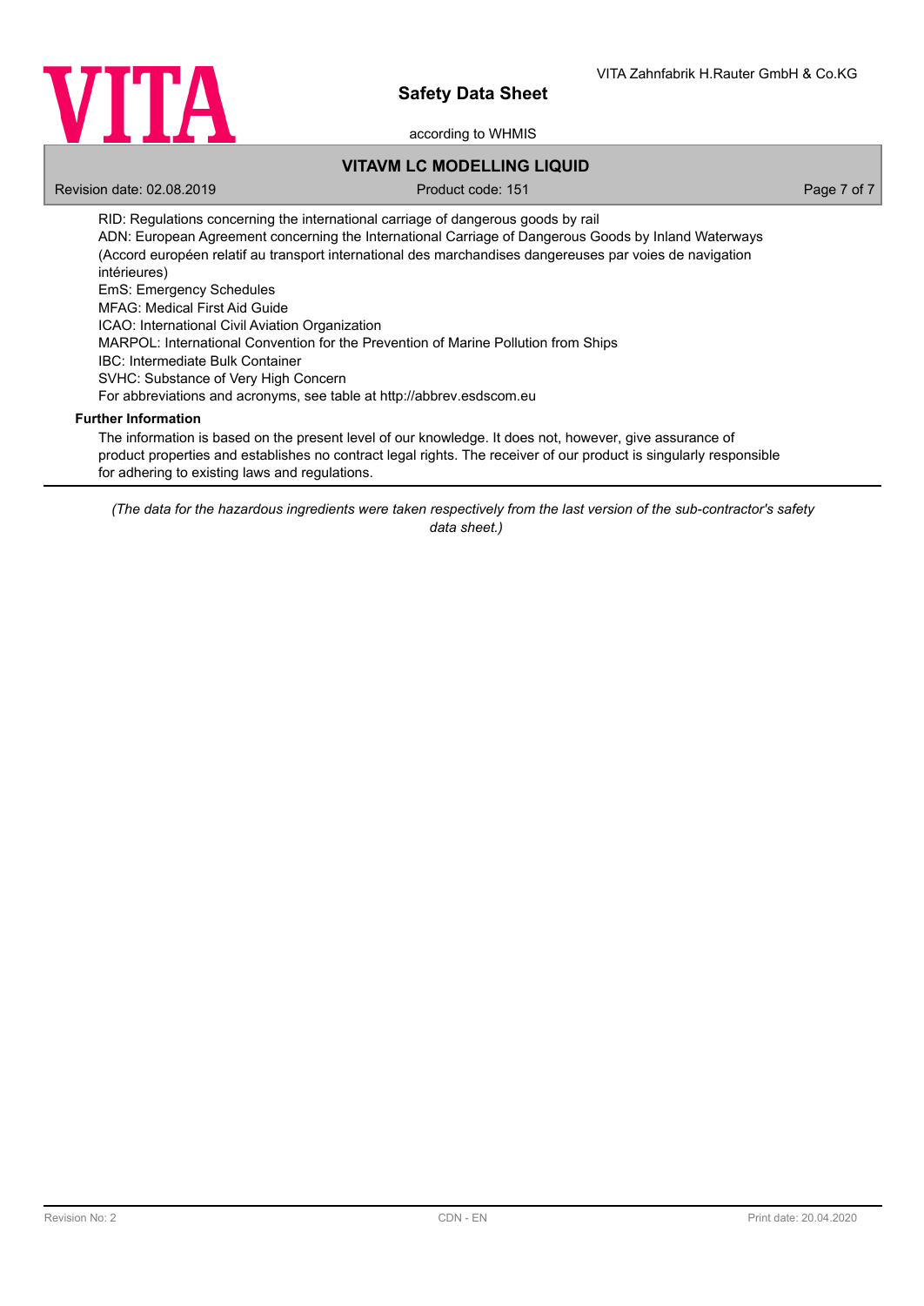RID: Regulations concerning the international carriage of dangerous goods by rail
ADN: European Agreement concerning the International Carriage of Dangerous Goods by Inland Waterways (Accord européen relatif au transport international des marchandises dangereuses par voies de navigation intérieures)
EmS: Emergency Schedules
MFAG: Medical First Aid Guide
ICAO: International Civil Aviation Organization
MARPOL: International Convention for the Prevention of Marine Pollution from Ships
IBC: Intermediate Bulk Container
SVHC: Substance of Very High Concern
For abbreviations and acronyms, see table at http://abbrev.esdscom.eu

**Further Information**

The information is based on the present level of our knowledge. It does not, however, give assurance of product properties and establishes no contract legal rights. The receiver of our product is singularly responsible for adhering to existing laws and regulations.

---

*(The data for the hazardous ingredients were taken respectively from the last version of the sub-contractor's safety data sheet.)*